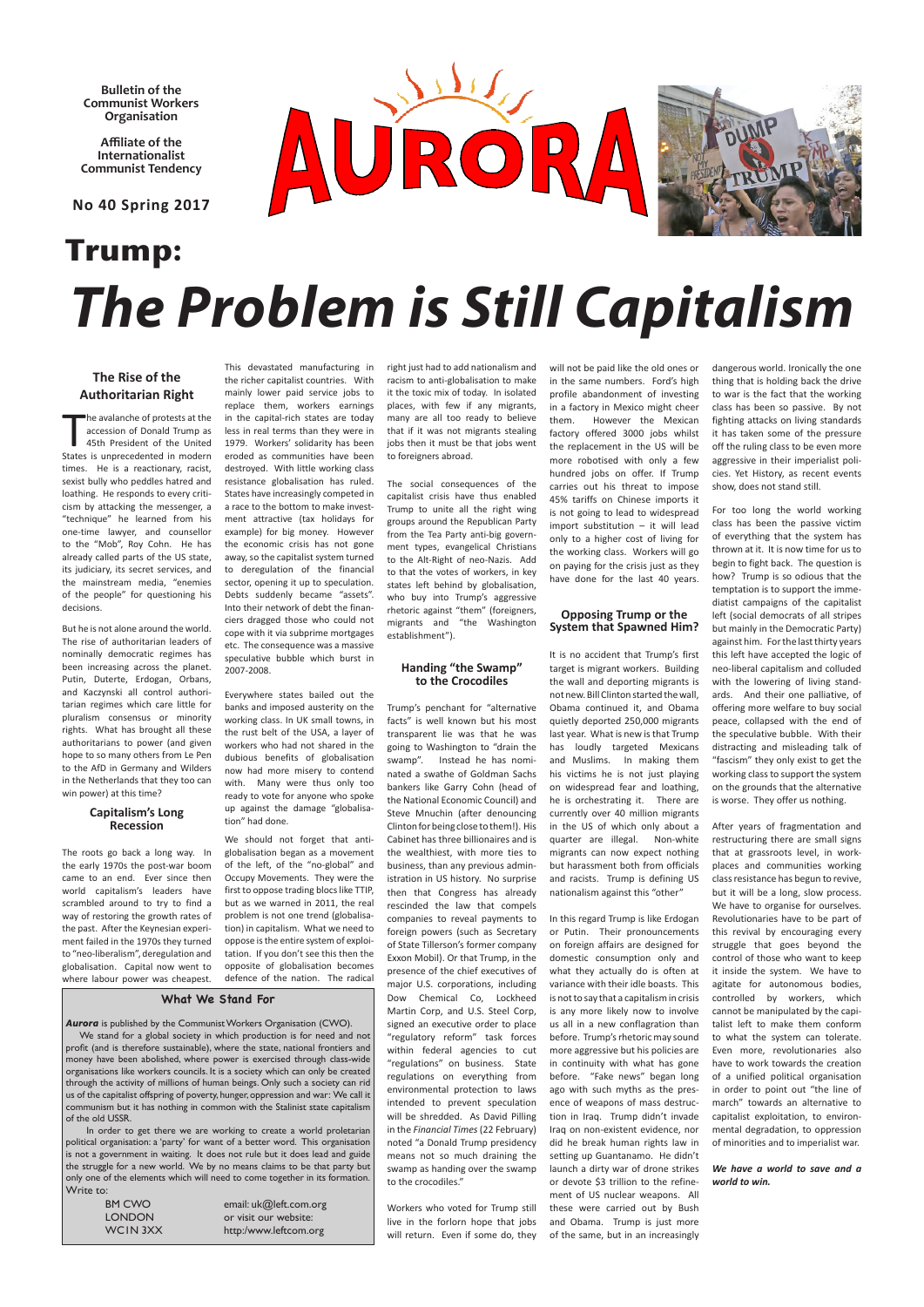**Bulletin of the Communist Workers Organisation**

**Affiliate of the Internationalist Communist Tendency**

**No 40 Spring 2017**

# AURORA

# Trump: *The Problem is Still Capitalism*

## The Rise of the Authoritarian Right

The avalanche of protests at the accession of Donald Trump as 45th President of the United States is unprecedented in modern times. He is a reactionary, racist, sexist bully who peddles hatred and loathing. He responds to every criticism by attacking the messenger, a "technique" he learned from his one-time lawyer, and counsellor to the "Mob", Roy Cohn. He has already called parts of the US state, its judiciary, its secret services, and the mainstream media, "enemies of the people" for questioning his decisions.

But he is not alone around the world. The rise of authoritarian leaders of nominally democratic regimes has been increasing across the planet. Putin, Duterte, Erdogan, Orbans, and Kaczynski all control authoritarian regimes which care little for pluralism consensus or minority rights. What has brought all these authoritarians to power (and given hope to so many others from Le Pen to the AfD in Germany and Wilders in the Netherlands that they too can win power) at this time?

## Capitalism's Long Recession

The roots go back a long way. In the early 1970s the post-war boom came to an end. Ever since then world capitalism's leaders have scrambled around to try to find a way of restoring the growth rates of the past. After the Keynesian experiment failed in the 1970s they turned to "neo-liberalism", deregulation and globalisation. Capital now went to where labour power was cheapest. This devastated manufacturing in the richer capitalist countries. With mainly lower paid service jobs to replace them, workers earnings in the capital-rich states are today less in real terms than they were in 1979. Workers' solidarity has been eroded as communities have been destroyed. With little working class resistance globalisation has ruled. States have increasingly competed in a race to the bottom to make investment attractive (tax holidays for example) for big money. However the economic crisis has not gone away, so the capitalist system turned to deregulation of the financial sector, opening it up to speculation. Debts suddenly became "assets". Into their network of debt the financiers dragged those who could not cope with it via subprime mortgages etc. The consequence was a massive speculative bubble which burst in 2007-2008.

Everywhere states bailed out the banks and imposed austerity on the working class. In UK small towns, in the rust belt of the USA, a layer of workers who had not shared in the dubious benefits of globalisation now had more misery to contend with. Many were thus only too ready to vote for anyone who spoke up against the damage "globalisation" had done.

We should not forget that anti-globalisation began as a movement of the left, of the "no-global" and Occupy Movements. They were the first to oppose trading blocs like TTIP, but as we warned in 2011, the real problem is not one trend (globalisation) in capitalism. What we need to oppose is the entire system of exploitation. If you don't see this then the opposite of globalisation becomes defence of the nation. The radical right just had to add nationalism and racism to anti-globalisation to make it the toxic mix of today. In isolated places, with few if any migrants, many are all too ready to believe that if it was not migrants stealing jobs then it must be that jobs went to foreigners abroad.

The social consequences of the capitalist crisis have thus enabled Trump to unite all the right wing groups around the Republican Party from the Tea Party anti-big government types, evangelical Christians to the Alt-Right of neo-Nazis. Add to that the votes of workers, in key states left behind by globalisation, who buy into Trump's aggressive rhetoric against "them" (foreigners, migrants and "the Washington establishment").

## Handing "the Swamp" to the Crocodiles

Trump's penchant for "alternative facts" is well known but his most transparent lie was that he was going to Washington to "drain the swamp". Instead he has nominated a swathe of Goldman Sachs bankers like Garry Cohn (head of the National Economic Council) and Steve Mnuchin (after denouncing Clinton for being close to them!). His Cabinet has three billionaires and is the wealthiest, with more ties to business, than any previous administration in US history. No surprise then that Congress has already rescinded the law that compels companies to reveal payments to foreign powers (such as Secretary of State Tillerson's former company Exxon Mobil). Or that Trump, in the presence of the chief executives of major U.S. corporations, including Dow Chemical Co, Lockheed Martin Corp, and U.S. Steel Corp, signed an executive order to place "regulatory reform" task forces within federal agencies to cut "regulations" on business. State regulations on everything from environmental protection to laws intended to prevent speculation will be shredded. As David Pilling in the *Financial Times* (22 February) noted "a Donald Trump presidency means not so much draining the swamp as handing over the swamp to the crocodiles."

Workers who voted for Trump still live in the forlorn hope that jobs will return. Even if some do, they will not be paid like the old ones or in the same numbers. Ford's high profile abandonment of investing in a factory in Mexico might cheer them. However the Mexican factory offered 3000 jobs whilst the replacement in the US will be more robotised with only a few hundred jobs on offer. If Trump carries out his threat to impose 45% tariffs on Chinese imports it is not going to lead to widespread import substitution – it will lead only to a higher cost of living for the working class. Workers will go on paying for the crisis just as they have done for the last 40 years.

## Opposing Trump or the System that Spawned Him?

It is no accident that Trump's first target is migrant workers. Building the wall and deporting migrants is not new. Bill Clinton started the wall, Obama continued it, and Obama quietly deported 250,000 migrants last year. What is new is that Trump has loudly targeted Mexicans and Muslims. In making them his victims he is not just playing on widespread fear and loathing, he is orchestrating it. There are currently over 40 million migrants in the US of which only about a quarter are illegal. Non-white migrants can now expect nothing but harassment both from officials and racists. Trump is defining US nationalism against this "other".

In this regard Trump is like Erdogan or Putin. Their pronouncements on foreign affairs are designed for domestic consumption only and what they actually do is often at variance with their idle boasts. This is not to say that a capitalism in crisis is any more likely now to involve us all in a new conflagration than before. Trump's rhetoric may sound more aggressive but his policies are in continuity with what has gone before. "Fake news" began long ago with such myths as the presence of weapons of mass destruction in Iraq. Trump didn't invade Iraq on non-existent evidence, nor did he break human rights law in setting up Guantanamo. He didn't launch a dirty war of drone strikes or devote $3 trillion to the refinement of US nuclear weapons. All these were carried out by Bush and Obama. Trump is just more of the same, but in an increasingly dangerous world. Ironically the one thing that is holding back the drive to war is the fact that the working class has been so passive. By not fighting attacks on living standards it has taken some of the pressure off the ruling class to be even more aggressive in their imperialist policies. Yet History, as recent events show, does not stand still.

For too long the world working class has been the passive victim of everything that the system has thrown at it. It is now time for us to begin to fight back. The question is how? Trump is so odious that the temptation is to support the immediatist campaigns of the capitalist left (social democrats of all stripes but mainly in the Democratic Party) against him. For the last thirty years this left have accepted the logic of neo-liberal capitalism and colluded with the lowering of living standards. And their one palliative, of offering more welfare to buy social peace, collapsed with the end of the speculative bubble. With their distracting and misleading talk of "fascism" they only exist to get the working class to support the system on the grounds that the alternative is worse. They offer us nothing.

After years of fragmentation and restructuring there are small signs that at grassroots level, in workplaces and communities working class resistance has begun to revive, but it will be a long, slow process. We have to organise for ourselves. Revolutionaries have to be part of this revival by encouraging every struggle that goes beyond the control of those who want to keep it inside the system. We have to agitate for autonomous bodies, controlled by workers, which cannot be manipulated by the capitalist left to make them conform to what the system can tolerate. Even more, revolutionaries also have to work towards the creation of a unified political organisation in order to point out "the line of march" towards an alternative to capitalist exploitation, to environmental degradation, to oppression of minorities and to imperialist war.

***We have a world to save and a world to win.***

### What We Stand For

***Aurora*** is published by the Communist Workers Organisation (CWO).

We stand for a global society in which production is for need and not profit (and is therefore sustainable), where the state, national frontiers and money have been abolished, where power is exercised through class-wide organisations like workers councils. It is a society which can only be created through the activity of millions of human beings. Only such a society can rid us of the capitalist offspring of poverty, hunger, oppression and war: We call it communism but it has nothing in common with the Stalinist state capitalism of the old USSR.

In order to get there we are working to create a world proletarian political organisation: a 'party' for want of a better word. This organisation is not a government in waiting. It does not rule but it does lead and guide the struggle for a new world. We by no means claims to be that party but only one of the elements which will need to come together in its formation.

Write to:

BM CWO
LONDON
WC1N 3XX

email: uk@left.com.org
or visit our website:
http:/www.leftcom.org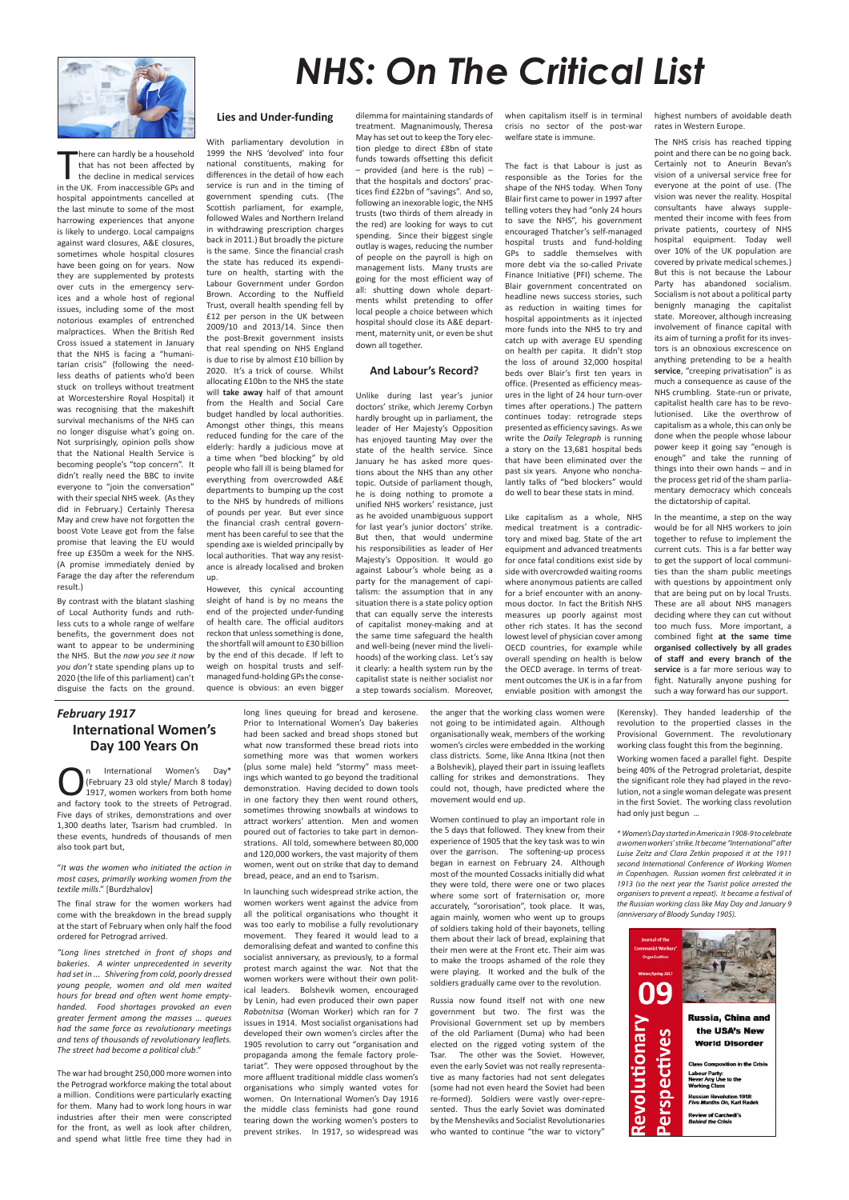# NHS: On The Critical List

There can hardly be a household that has not been affected by the decline in medical services in the UK. From inaccessible GPs and hospital appointments cancelled at the last minute to some of the most harrowing experiences that anyone is likely to undergo. Local campaigns against ward closures, A&E closures, sometimes whole hospital closures have been going on for years. Now they are supplemented by protests over cuts in the emergency services and a whole host of regional issues, including some of the most notorious examples of entrenched malpractices. When the British Red Cross issued a statement in January that the NHS is facing a "humanitarian crisis" (following the needless deaths of patients who'd been stuck on trolleys without treatment at Worcestershire Royal Hospital) it was recognising that the makeshift survival mechanisms of the NHS can no longer disguise what's going on. Not surprisingly, opinion polls show that the National Health Service is becoming people's "top concern". It didn't really need the BBC to invite everyone to "join the conversation" with their special NHS week. (As they did in February.) Certainly Theresa May and crew have not forgotten the boost Vote Leave got from the false promise that leaving the EU would free up £350m a week for the NHS. (A promise immediately denied by Farage the day after the referendum result.)

By contrast with the blatant slashing of Local Authority funds and ruthless cuts to a whole range of welfare benefits, the government does not want to appear to be undermining the NHS. But the *now you see it now you don't* state spending plans up to 2020 (the life of this parliament) can't disguise the facts on the ground.

## Lies and Under-funding

With parliamentary devolution in 1999 the NHS 'devolved' into four national constituents, making for differences in the detail of how each service is run and in the timing of government spending cuts. (The Scottish parliament, for example, followed Wales and Northern Ireland in withdrawing prescription charges back in 2011.) But broadly the picture is the same. Since the financial crash the state has reduced its expenditure on health, starting with the Labour Government under Gordon Brown. According to the Nuffield Trust, overall health spending fell by £12 per person in the UK between 2009/10 and 2013/14. Since then the post-Brexit government insists that real spending on NHS England is due to rise by almost £10 billion by 2020. It's a trick of course. Whilst allocating £10bn to the NHS the state will **take away** half of that amount from the Health and Social Care budget handled by local authorities. Amongst other things, this means reduced funding for the care of the elderly: hardly a judicious move at a time when "bed blocking" by old people who fall ill is being blamed for everything from overcrowded A&E departments to bumping up the cost to the NHS by hundreds of millions of pounds per year. But ever since the financial crash central government has been careful to see that the spending axe is wielded principally by local authorities. That way any resistance is already localised and broken up.

However, this cynical accounting sleight of hand is by no means the end of the projected under-funding of health care. The official auditors reckon that unless something is done, the shortfall will amount to £30 billion by the end of this decade. If left to weigh on hospital trusts and self-managed fund-holding GPs the consequence is obvious: an even bigger dilemma for maintaining standards of treatment. Magnanimously, Theresa May has set out to keep the Tory election pledge to direct £8bn of state funds towards offsetting this deficit – provided (and here is the rub) – that the hospitals and doctors' practices find £22bn of "savings". And so, following an inexorable logic, the NHS trusts (two thirds of them already in the red) are looking for ways to cut spending. Since their biggest single outlay is wages, reducing the number of people on the payroll is high on management lists. Many trusts are going for the most efficient way of all: shutting down whole departments whilst pretending to offer local people a choice between which hospital should close its A&E department, maternity unit, or even be shut down all together.

## And Labour's Record?

Unlike during last year's junior doctors' strike, which Jeremy Corbyn hardly brought up in parliament, the leader of Her Majesty's Opposition has enjoyed taunting May over the state of the health service. Since January he has asked more questions about the NHS than any other topic. Outside of parliament though, he is doing nothing to promote a unified NHS workers' resistance, just as he avoided unambiguous support for last year's junior doctors' strike. But then, that would undermine his responsibilities as leader of Her Majesty's Opposition. It would go against Labour's whole being as a party for the management of capitalism: the assumption that in any situation there is a state policy option that can equally serve the interests of capitalist money-making and at the same time safeguard the health and well-being (never mind the livelihoods) of the working class. Let's say it clearly: a health system run by the capitalist state is neither socialist nor a step towards socialism. Moreover, when capitalism itself is in terminal crisis no sector of the post-war welfare state is immune.

The fact is that Labour is just as responsible as the Tories for the shape of the NHS today. When Tony Blair first came to power in 1997 after telling voters they had "only 24 hours to save the NHS", his government encouraged Thatcher's self-managed hospital trusts and fund-holding GPs to saddle themselves with more debt via the so-called Private Finance Initiative (PFI) scheme. The Blair government concentrated on headline news success stories, such as reduction in waiting times for hospital appointments as it injected more funds into the NHS to try and catch up with average EU spending on health per capita. It didn't stop the loss of around 32,000 hospital beds over Blair's first ten years in office. (Presented as efficiency measures in the light of 24 hour turn-over times after operations.) The pattern continues today: retrograde steps presented as efficiency savings. As we write the *Daily Telegraph* is running a story on the 13,681 hospital beds that have been eliminated over the past six years. Anyone who nonchalantly talks of "bed blockers" would do well to bear these stats in mind.

Like capitalism as a whole, NHS medical treatment is a contradictory and mixed bag. State of the art equipment and advanced treatments for once fatal conditions exist side by side with overcrowded waiting rooms where anonymous patients are called for a brief encounter with an anonymous doctor. In fact the British NHS measures up poorly against most other rich states. It has the second lowest level of physician cover among OECD countries, for example while overall spending on health is below the OECD average. In terms of treatment outcomes the UK is a far from enviable position with amongst the highest numbers of avoidable death rates in Western Europe.

The NHS crisis has reached tipping point and there can be no going back. Certainly not to Aneurin Bevan's vision of a universal service free for everyone at the point of use. (The vision was never the reality. Hospital consultants have always supplemented their income with fees from private patients, courtesy of NHS hospital equipment. Today well over 10% of the UK population are covered by private medical schemes.) But this is not because the Labour Party has abandoned socialism. Socialism is not about a political party benignly managing the capitalist state. Moreover, although increasing involvement of finance capital with its aim of turning a profit for its investors is an obnoxious excrescence on anything pretending to be a health **service**, "creeping privatisation" is as much a consequence as cause of the NHS crumbling. State-run or private, capitalist health care has to be revolutionised. Like the overthrow of capitalism as a whole, this can only be done when the people whose labour power keep it going say "enough is enough" and take the running of things into their own hands – and in the process get rid of the sham parliamentary democracy which conceals the dictatorship of capital.

In the meantime, a step on the way would be for all NHS workers to join together to refuse to implement the current cuts. This is a far better way to get the support of local communities than the sham public meetings with questions by appointment only that are being put on by local Trusts. These are all about NHS managers deciding where they can cut without too much fuss. More important, a combined fight **at the same time organised collectively by all grades of staff and every branch of the service** is a far more serious way to fight. Naturally anyone pushing for such a way forward has our support.

## *February 1917*
## International Women's Day 100 Years On

On International Women's Day* (February 23 old style/ March 8 today) 1917, women workers from both home and factory took to the streets of Petrograd. Five days of strikes, demonstrations and over 1,300 deaths later, Tsarism had crumbled. In these events, hundreds of thousands of men also took part but,

"*It was the women who initiated the action in most cases, primarily working women from the textile mills*." [Burdzhalov]

The final straw for the women workers had come with the breakdown in the bread supply at the start of February when only half the food ordered for Petrograd arrived.

*"Long lines stretched in front of shops and bakeries. A winter unprecedented in severity had set in ... Shivering from cold, poorly dressed young people, women and old men waited hours for bread and often went home empty-handed. Food shortages provoked an even greater ferment among the masses ... queues had the same force as revolutionary meetings and tens of thousands of revolutionary leaflets. The street had become a political club."*

The war had brought 250,000 more women into the Petrograd workforce making the total about a million. Conditions were particularly exacting for them. Many had to work long hours in war industries after their men were conscripted for the front, as well as look after children, and spend what little free time they had in long lines queuing for bread and kerosene. Prior to International Women's Day bakeries had been sacked and bread shops stoned but what now transformed these bread riots into something more was that women workers (plus some male) held "stormy" mass meetings which wanted to go beyond the traditional demonstration. Having decided to down tools in one factory they then went round others, sometimes throwing snowballs at windows to attract workers' attention. Men and women poured out of factories to take part in demonstrations. All told, somewhere between 80,000 and 120,000 workers, the vast majority of them women, went out on strike that day to demand bread, peace, and an end to Tsarism.

In launching such widespread strike action, the women workers went against the advice from all the political organisations who thought it was too early to mobilise a fully revolutionary movement. They feared it would lead to a demoralising defeat and wanted to confine this socialist anniversary, as previously, to a formal protest march against the war. Not that the women workers were without their own political leaders. Bolshevik women, encouraged by Lenin, had even produced their own paper *Rabotnitsa* (Woman Worker) which ran for 7 issues in 1914. Most socialist organisations had developed their own women's circles after the 1905 revolution to carry out "organisation and propaganda among the female factory proletariat". They were opposed throughout by the more affluent traditional middle class women's organisations who simply wanted votes for women. On International Women's Day 1916 the middle class feminists had gone round tearing down the working women's posters to prevent strikes. In 1917, so widespread was the anger that the working class women were not going to be intimidated again. Although organisationally weak, members of the working women's circles were embedded in the working class districts. Some, like Anna Itkina (not then a Bolshevik), played their part in issuing leaflets calling for strikes and demonstrations. They could not, though, have predicted where the movement would end up.

Women continued to play an important role in the 5 days that followed. They knew from their experience of 1905 that the key task was to win over the garrison. The softening-up process began in earnest on February 24. Although most of the mounted Cossacks initially did what they were told, there were one or two places where some sort of fraternisation or, more accurately, "sororisation", took place. It was, again mainly, women who went up to groups of soldiers taking hold of their bayonets, telling them about their lack of bread, explaining that their men were at the Front etc. Their aim was to make the troops ashamed of the role they were playing. It worked and the bulk of the soldiers gradually came over to the revolution.

Russia now found itself not with one new government but two. The first was the Provisional Government set up by members of the old Parliament (Duma) who had been elected on the rigged voting system of the Tsar. The other was the Soviet. However, even the early Soviet was not really representative as many factories had not sent delegates (some had not even heard the Soviet had been re-formed). Soldiers were vastly over-represented. Thus the early Soviet was dominated by the Mensheviks and Socialist Revolutionaries who wanted to continue "the war to victory" (Kerensky). They handed leadership of the revolution to the propertied classes in the Provisional Government. The revolutionary working class fought this from the beginning.

Working women faced a parallel fight. Despite being 40% of the Petrograd proletariat, despite the significant role they had played in the revolution, not a single woman delegate was present in the first Soviet. The working class revolution had only just begun ...

*\* Women's Day started in America in 1908-9 to celebrate a women workers' strike. It became "International" after Luise Zeitz and Clara Zetkin proposed it at the 1911 second International Conference of Working Women in Copenhagen. Russian women first celebrated it in 1913 (so the next year the Tsarist police arrested the organisers to prevent a repeat). It became a festival of the Russian working class like May Day and January 9 (anniversary of Bloody Sunday 1905).*

Journal of the Communist Workers' Organisation

Winter/Spring 2017

09

Revolutionary Perspectives

Russia, China and the USA's New World Disorder

Class Composition in the Crisis

Labour Party: Never Any Use to the Working Class

Russian Revolution 1918: *Five Months On, Karl Radek*

Review of Carchedi's *Behind the Crisis*